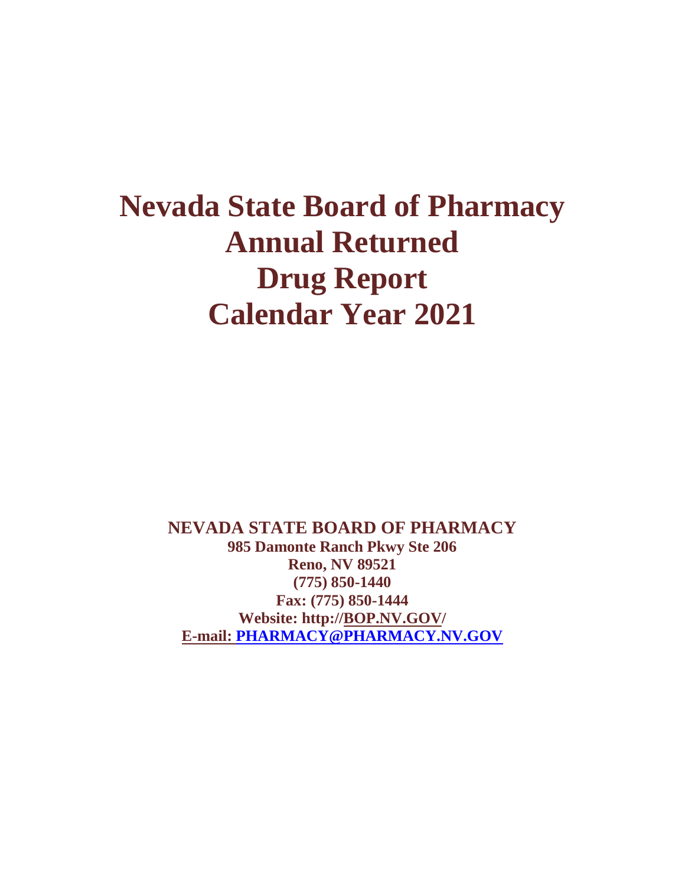# Nevada State Board of Pharmacy
# Annual Returned Drug Report
# Calendar Year 2021

**NEVADA STATE BOARD OF PHARMACY**
**985 Damonte Ranch Pkwy Ste 206**
**Reno, NV 89521**
**(775) 850-1440**
**Fax: (775) 850-1444**
**Website: http://BOP.NV.GOV/**
**E-mail: PHARMACY@PHARMACY.NV.GOV**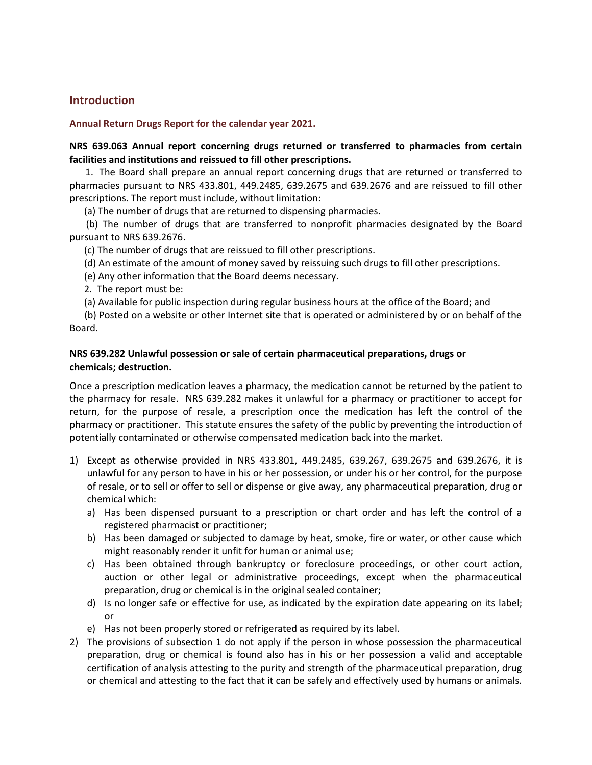## Introduction

**Annual Return Drugs Report for the calendar year 2021.**

**NRS 639.063 Annual report concerning drugs returned or transferred to pharmacies from certain facilities and institutions and reissued to fill other prescriptions.**

1. The Board shall prepare an annual report concerning drugs that are returned or transferred to pharmacies pursuant to NRS 433.801, 449.2485, 639.2675 and 639.2676 and are reissued to fill other prescriptions. The report must include, without limitation:

(a) The number of drugs that are returned to dispensing pharmacies.

(b) The number of drugs that are transferred to nonprofit pharmacies designated by the Board pursuant to NRS 639.2676.

(c) The number of drugs that are reissued to fill other prescriptions.

(d) An estimate of the amount of money saved by reissuing such drugs to fill other prescriptions.

(e) Any other information that the Board deems necessary.

2. The report must be:

(a) Available for public inspection during regular business hours at the office of the Board; and

(b) Posted on a website or other Internet site that is operated or administered by or on behalf of the Board.

**NRS 639.282 Unlawful possession or sale of certain pharmaceutical preparations, drugs or chemicals; destruction.**

Once a prescription medication leaves a pharmacy, the medication cannot be returned by the patient to the pharmacy for resale. NRS 639.282 makes it unlawful for a pharmacy or practitioner to accept for return, for the purpose of resale, a prescription once the medication has left the control of the pharmacy or practitioner. This statute ensures the safety of the public by preventing the introduction of potentially contaminated or otherwise compensated medication back into the market.

1) Except as otherwise provided in NRS 433.801, 449.2485, 639.267, 639.2675 and 639.2676, it is unlawful for any person to have in his or her possession, or under his or her control, for the purpose of resale, or to sell or offer to sell or dispense or give away, any pharmaceutical preparation, drug or chemical which:
   a) Has been dispensed pursuant to a prescription or chart order and has left the control of a registered pharmacist or practitioner;
   b) Has been damaged or subjected to damage by heat, smoke, fire or water, or other cause which might reasonably render it unfit for human or animal use;
   c) Has been obtained through bankruptcy or foreclosure proceedings, or other court action, auction or other legal or administrative proceedings, except when the pharmaceutical preparation, drug or chemical is in the original sealed container;
   d) Is no longer safe or effective for use, as indicated by the expiration date appearing on its label; or
   e) Has not been properly stored or refrigerated as required by its label.
2) The provisions of subsection 1 do not apply if the person in whose possession the pharmaceutical preparation, drug or chemical is found also has in his or her possession a valid and acceptable certification of analysis attesting to the purity and strength of the pharmaceutical preparation, drug or chemical and attesting to the fact that it can be safely and effectively used by humans or animals.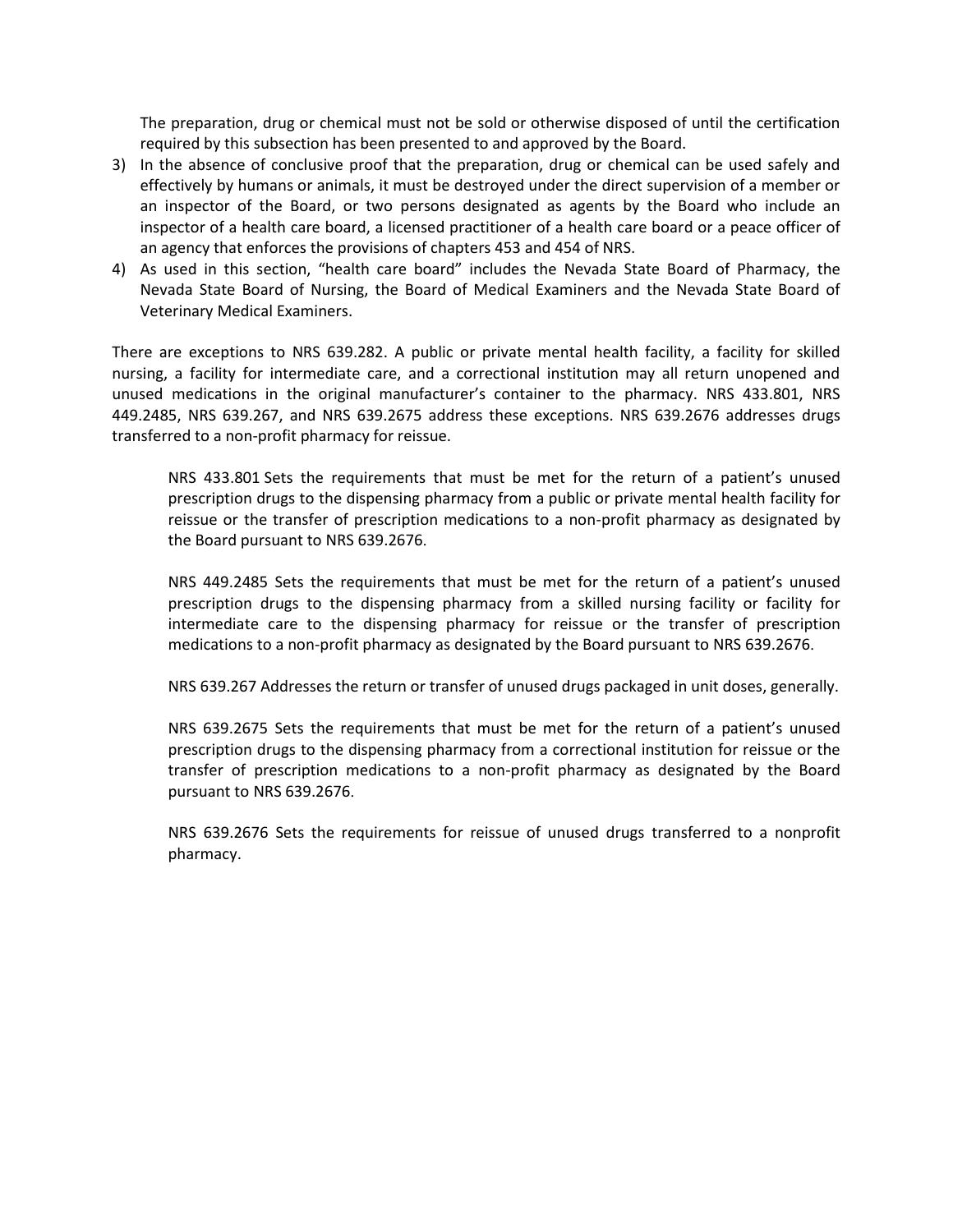The preparation, drug or chemical must not be sold or otherwise disposed of until the certification required by this subsection has been presented to and approved by the Board.

3) In the absence of conclusive proof that the preparation, drug or chemical can be used safely and effectively by humans or animals, it must be destroyed under the direct supervision of a member or an inspector of the Board, or two persons designated as agents by the Board who include an inspector of a health care board, a licensed practitioner of a health care board or a peace officer of an agency that enforces the provisions of chapters 453 and 454 of NRS.
4) As used in this section, "health care board" includes the Nevada State Board of Pharmacy, the Nevada State Board of Nursing, the Board of Medical Examiners and the Nevada State Board of Veterinary Medical Examiners.

There are exceptions to NRS 639.282. A public or private mental health facility, a facility for skilled nursing, a facility for intermediate care, and a correctional institution may all return unopened and unused medications in the original manufacturer's container to the pharmacy. NRS 433.801, NRS 449.2485, NRS 639.267, and NRS 639.2675 address these exceptions. NRS 639.2676 addresses drugs transferred to a non-profit pharmacy for reissue.

> NRS 433.801 Sets the requirements that must be met for the return of a patient's unused prescription drugs to the dispensing pharmacy from a public or private mental health facility for reissue or the transfer of prescription medications to a non-profit pharmacy as designated by the Board pursuant to NRS 639.2676.
>
> NRS 449.2485 Sets the requirements that must be met for the return of a patient's unused prescription drugs to the dispensing pharmacy from a skilled nursing facility or facility for intermediate care to the dispensing pharmacy for reissue or the transfer of prescription medications to a non-profit pharmacy as designated by the Board pursuant to NRS 639.2676.
>
> NRS 639.267 Addresses the return or transfer of unused drugs packaged in unit doses, generally.
>
> NRS 639.2675 Sets the requirements that must be met for the return of a patient's unused prescription drugs to the dispensing pharmacy from a correctional institution for reissue or the transfer of prescription medications to a non-profit pharmacy as designated by the Board pursuant to NRS 639.2676.
>
> NRS 639.2676 Sets the requirements for reissue of unused drugs transferred to a nonprofit pharmacy.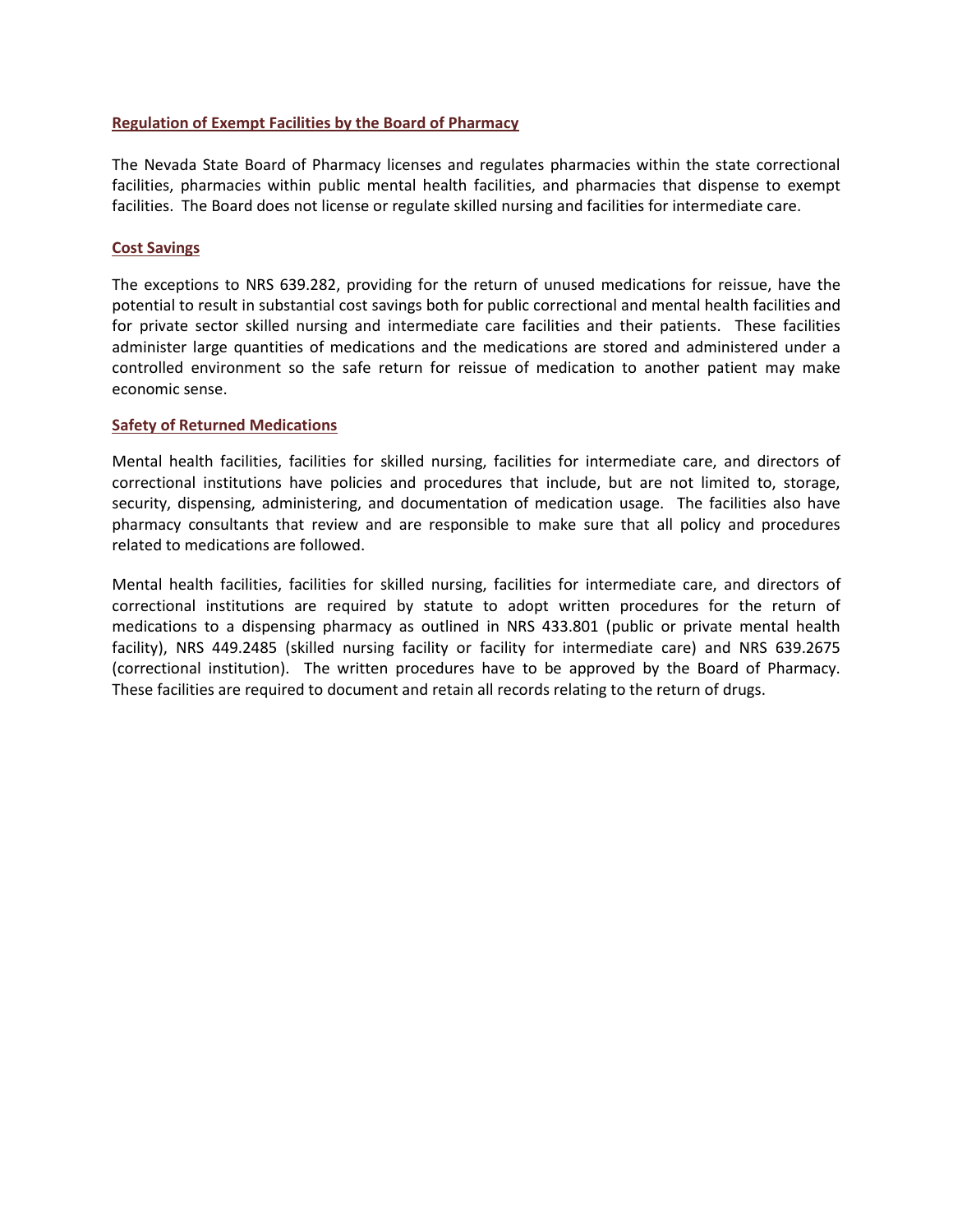## Regulation of Exempt Facilities by the Board of Pharmacy

The Nevada State Board of Pharmacy licenses and regulates pharmacies within the state correctional facilities, pharmacies within public mental health facilities, and pharmacies that dispense to exempt facilities. The Board does not license or regulate skilled nursing and facilities for intermediate care.

## Cost Savings

The exceptions to NRS 639.282, providing for the return of unused medications for reissue, have the potential to result in substantial cost savings both for public correctional and mental health facilities and for private sector skilled nursing and intermediate care facilities and their patients. These facilities administer large quantities of medications and the medications are stored and administered under a controlled environment so the safe return for reissue of medication to another patient may make economic sense.

## Safety of Returned Medications

Mental health facilities, facilities for skilled nursing, facilities for intermediate care, and directors of correctional institutions have policies and procedures that include, but are not limited to, storage, security, dispensing, administering, and documentation of medication usage. The facilities also have pharmacy consultants that review and are responsible to make sure that all policy and procedures related to medications are followed.

Mental health facilities, facilities for skilled nursing, facilities for intermediate care, and directors of correctional institutions are required by statute to adopt written procedures for the return of medications to a dispensing pharmacy as outlined in NRS 433.801 (public or private mental health facility), NRS 449.2485 (skilled nursing facility or facility for intermediate care) and NRS 639.2675 (correctional institution). The written procedures have to be approved by the Board of Pharmacy. These facilities are required to document and retain all records relating to the return of drugs.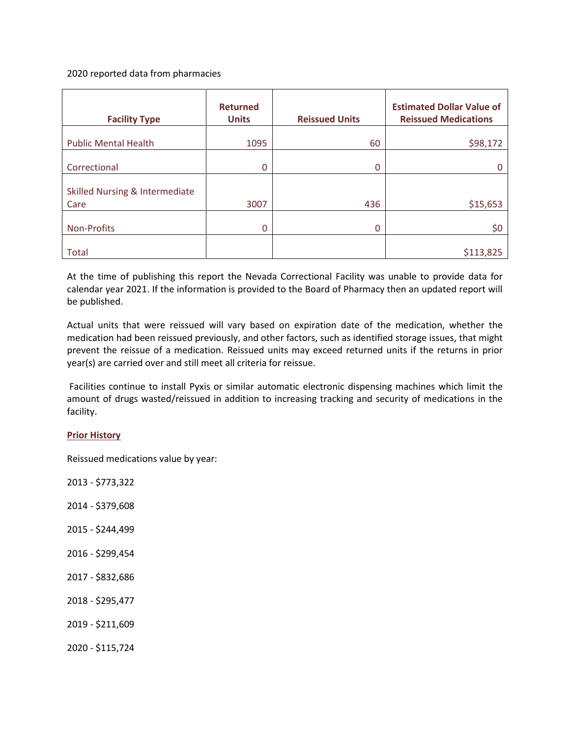2020 reported data from pharmacies

| Facility Type | Returned Units | Reissued Units | Estimated Dollar Value of Reissued Medications |
|---|---|---|---|
| Public Mental Health | 1095 | 60 | $98,172 |
| Correctional | 0 | 0 | 0 |
| Skilled Nursing & Intermediate Care | 3007 | 436 | $15,653 |
| Non-Profits | 0 | 0 | $0 |
| Total | | | $113,825 |

At the time of publishing this report the Nevada Correctional Facility was unable to provide data for calendar year 2021. If the information is provided to the Board of Pharmacy then an updated report will be published.

Actual units that were reissued will vary based on expiration date of the medication, whether the medication had been reissued previously, and other factors, such as identified storage issues, that might prevent the reissue of a medication. Reissued units may exceed returned units if the returns in prior year(s) are carried over and still meet all criteria for reissue.

Facilities continue to install Pyxis or similar automatic electronic dispensing machines which limit the amount of drugs wasted/reissued in addition to increasing tracking and security of medications in the facility.

**Prior History**

Reissued medications value by year:

2013 - $773,322

2014 - $379,608

2015 - $244,499

2016 - $299,454

2017 - $832,686

2018 - $295,477

2019 - $211,609

2020 - $115,724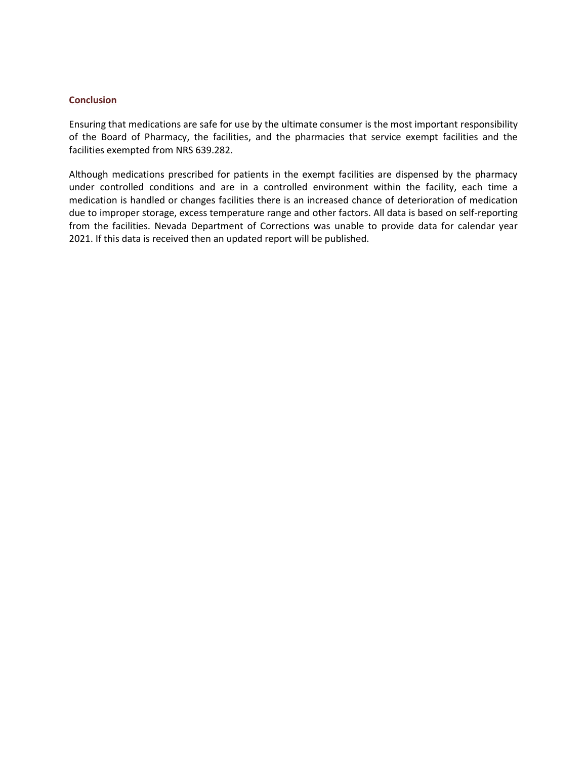## Conclusion

Ensuring that medications are safe for use by the ultimate consumer is the most important responsibility of the Board of Pharmacy, the facilities, and the pharmacies that service exempt facilities and the facilities exempted from NRS 639.282.

Although medications prescribed for patients in the exempt facilities are dispensed by the pharmacy under controlled conditions and are in a controlled environment within the facility, each time a medication is handled or changes facilities there is an increased chance of deterioration of medication due to improper storage, excess temperature range and other factors. All data is based on self-reporting from the facilities. Nevada Department of Corrections was unable to provide data for calendar year 2021. If this data is received then an updated report will be published.